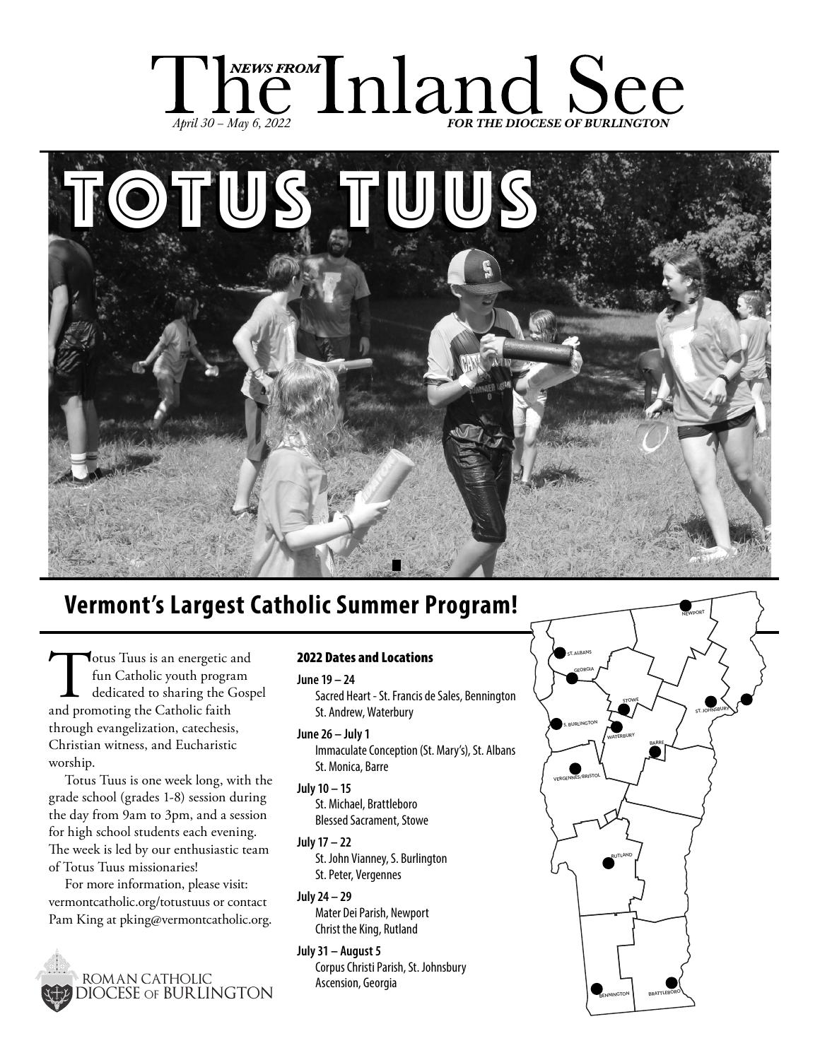# The *NEWS FROM* Inland See

*April 30 – May 6, 2022* ***FOR THE DIOCESE OF BURLINGTON***

# TOTUS TUUS

## Vermont's Largest Catholic Summer Program!

Totus Tuus is an energetic and fun Catholic youth program dedicated to sharing the Gospel and promoting the Catholic faith through evangelization, catechesis, Christian witness, and Eucharistic worship.

Totus Tuus is one week long, with the grade school (grades 1-8) session during the day from 9am to 3pm, and a session for high school students each evening. The week is led by our enthusiastic team of Totus Tuus missionaries!

For more information, please visit: vermontcatholic.org/totustuus or contact Pam King at pking@vermontcatholic.org.

ROMAN CATHOLIC DIOCESE OF BURLINGTON

### 2022 Dates and Locations

**June 19 – 24**
- Sacred Heart - St. Francis de Sales, Bennington
- St. Andrew, Waterbury

**June 26 – July 1**
- Immaculate Conception (St. Mary's), St. Albans
- St. Monica, Barre

**July 10 – 15**
- St. Michael, Brattleboro
- Blessed Sacrament, Stowe

**July 17 – 22**
- St. John Vianney, S. Burlington
- St. Peter, Vergennes

**July 24 – 29**
- Mater Dei Parish, Newport
- Christ the King, Rutland

**July 31 – August 5**
- Corpus Christi Parish, St. Johnsbury
- Ascension, Georgia

NEWPORT
ST. ALBANS
GEORGIA
STOWE
ST. JOHNSBURY
S. BURLINGTON
WATERBURY
BARRE
VERGENNES/BRISTOL
RUTLAND
BENNINGTON
BRATTLEBORO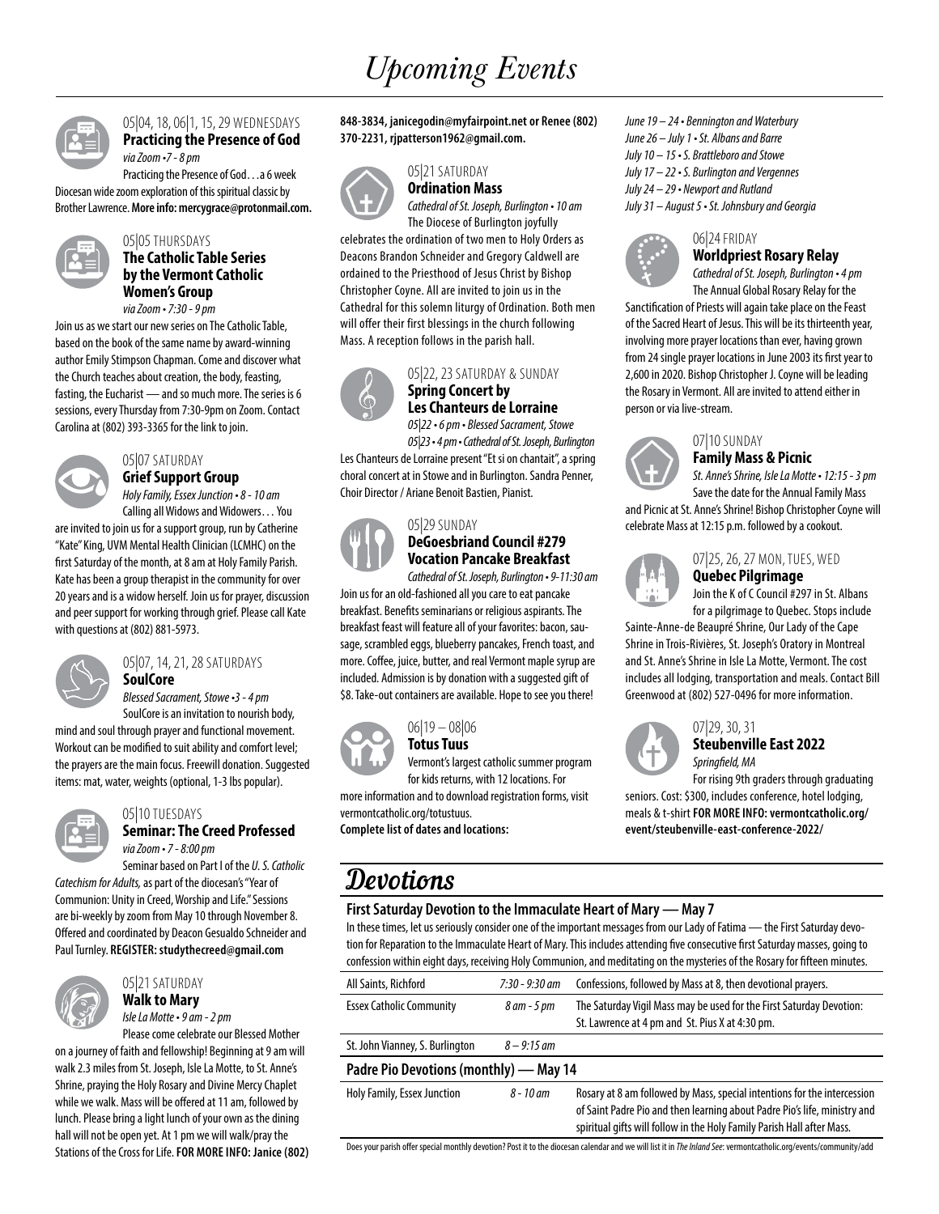# Upcoming Events

05|04, 18, 06|1, 15, 29 WEDNESDAYS
### Practicing the Presence of God
*via Zoom •7 - 8 pm*

Practicing the Presence of God…a 6 week Diocesan wide zoom exploration of this spiritual classic by Brother Lawrence. **More info: mercygrace@protonmail.com.**

05|05 THURSDAYS
### The Catholic Table Series by the Vermont Catholic Women's Group
*via Zoom • 7:30 - 9 pm*

Join us as we start our new series on The Catholic Table, based on the book of the same name by award-winning author Emily Stimpson Chapman. Come and discover what the Church teaches about creation, the body, feasting, fasting, the Eucharist — and so much more. The series is 6 sessions, every Thursday from 7:30-9pm on Zoom. Contact Carolina at (802) 393-3365 for the link to join.

05|07 SATURDAY
### Grief Support Group
*Holy Family, Essex Junction • 8 - 10 am*

Calling all Widows and Widowers… You are invited to join us for a support group, run by Catherine "Kate" King, UVM Mental Health Clinician (LCMHC) on the first Saturday of the month, at 8 am at Holy Family Parish. Kate has been a group therapist in the community for over 20 years and is a widow herself. Join us for prayer, discussion and peer support for working through grief. Please call Kate with questions at (802) 881-5973.

05|07, 14, 21, 28 SATURDAYS
### SoulCore
*Blessed Sacrament, Stowe •3 - 4 pm*

SoulCore is an invitation to nourish body, mind and soul through prayer and functional movement. Workout can be modified to suit ability and comfort level; the prayers are the main focus. Freewill donation. Suggested items: mat, water, weights (optional, 1-3 lbs popular).

05|10 TUESDAYS
### Seminar: The Creed Professed
*via Zoom • 7 - 8:00 pm*

Seminar based on Part I of the *U. S. Catholic Catechism for Adults,* as part of the diocesan's "Year of Communion: Unity in Creed, Worship and Life." Sessions are bi-weekly by zoom from May 10 through November 8. Offered and coordinated by Deacon Gesualdo Schneider and Paul Turnley. **REGISTER: studythecreed@gmail.com**

05|21 SATURDAY
### Walk to Mary
*Isle La Motte • 9 am - 2 pm*

Please come celebrate our Blessed Mother on a journey of faith and fellowship! Beginning at 9 am will walk 2.3 miles from St. Joseph, Isle La Motte, to St. Anne's Shrine, praying the Holy Rosary and Divine Mercy Chaplet while we walk. Mass will be offered at 11 am, followed by lunch. Please bring a light lunch of your own as the dining hall will not be open yet. At 1 pm we will walk/pray the Stations of the Cross for Life. **FOR MORE INFO: Janice (802) 848-3834, janicegodin@myfairpoint.net or Renee (802) 370-2231, rjpatterson1962@gmail.com.**

05|21 SATURDAY
### Ordination Mass
*Cathedral of St. Joseph, Burlington • 10 am*

The Diocese of Burlington joyfully celebrates the ordination of two men to Holy Orders as Deacons Brandon Schneider and Gregory Caldwell are ordained to the Priesthood of Jesus Christ by Bishop Christopher Coyne. All are invited to join us in the Cathedral for this solemn liturgy of Ordination. Both men will offer their first blessings in the church following Mass. A reception follows in the parish hall.

05|22, 23 SATURDAY & SUNDAY
### Spring Concert by Les Chanteurs de Lorraine
*05|22 • 6 pm • Blessed Sacrament, Stowe*
*05|23 • 4 pm • Cathedral of St. Joseph, Burlington*

Les Chanteurs de Lorraine present "Et si on chantait", a spring choral concert at in Stowe and in Burlington. Sandra Penner, Choir Director / Ariane Benoit Bastien, Pianist.

05|29 SUNDAY
### DeGoesbriand Council #279 Vocation Pancake Breakfast
*Cathedral of St. Joseph, Burlington • 9-11:30 am*

Join us for an old-fashioned all you care to eat pancake breakfast. Benefits seminarians or religious aspirants. The breakfast feast will feature all of your favorites: bacon, sausage, scrambled eggs, blueberry pancakes, French toast, and more. Coffee, juice, butter, and real Vermont maple syrup are included. Admission is by donation with a suggested gift of $8. Take-out containers are available. Hope to see you there!

06|19 – 08|06
### Totus Tuus

Vermont's largest catholic summer program for kids returns, with 12 locations. For more information and to download registration forms, visit vermontcatholic.org/totustuus.

**Complete list of dates and locations:**

*June 19 – 24 • Bennington and Waterbury*
*June 26 – July 1 • St. Albans and Barre*
*July 10 – 15 • S. Brattleboro and Stowe*
*July 17 – 22 • S. Burlington and Vergennes*
*July 24 – 29 • Newport and Rutland*
*July 31 – August 5 • St. Johnsbury and Georgia*

06|24 FRIDAY
### Worldpriest Rosary Relay
*Cathedral of St. Joseph, Burlington • 4 pm*

The Annual Global Rosary Relay for the Sanctification of Priests will again take place on the Feast of the Sacred Heart of Jesus. This will be its thirteenth year, involving more prayer locations than ever, having grown from 24 single prayer locations in June 2003 its first year to 2,600 in 2020. Bishop Christopher J. Coyne will be leading the Rosary in Vermont. All are invited to attend either in person or via live-stream.

07|10 SUNDAY
### Family Mass & Picnic
*St. Anne's Shrine, Isle La Motte • 12:15 - 3 pm*

Save the date for the Annual Family Mass and Picnic at St. Anne's Shrine! Bishop Christopher Coyne will celebrate Mass at 12:15 p.m. followed by a cookout.

07|25, 26, 27 MON, TUES, WED
### Quebec Pilgrimage

Join the K of C Council #297 in St. Albans for a pilgrimage to Quebec. Stops include Sainte-Anne-de Beaupré Shrine, Our Lady of the Cape Shrine in Trois-Rivières, St. Joseph's Oratory in Montreal and St. Anne's Shrine in Isle La Motte, Vermont. The cost includes all lodging, transportation and meals. Contact Bill Greenwood at (802) 527-0496 for more information.

07|29, 30, 31
### Steubenville East 2022
*Springfield, MA*

For rising 9th graders through graduating seniors. Cost: $300, includes conference, hotel lodging, meals & t-shirt **FOR MORE INFO: vermontcatholic.org/event/steubenville-east-conference-2022/**

# Devotions

### First Saturday Devotion to the Immaculate Heart of Mary — May 7

In these times, let us seriously consider one of the important messages from our Lady of Fatima — the First Saturday devotion for Reparation to the Immaculate Heart of Mary. This includes attending five consecutive first Saturday masses, going to confession within eight days, receiving Holy Communion, and meditating on the mysteries of the Rosary for fifteen minutes.

| | | |
|---|---|---|
| All Saints, Richford | 7:30 - 9:30 am | Confessions, followed by Mass at 8, then devotional prayers. |
| Essex Catholic Community | 8 am - 5 pm | The Saturday Vigil Mass may be used for the First Saturday Devotion: St. Lawrence at 4 pm and St. Pius X at 4:30 pm. |
| St. John Vianney, S. Burlington | 8 – 9:15 am | |

### Padre Pio Devotions (monthly) — May 14

| | | |
|---|---|---|
| Holy Family, Essex Junction | 8 - 10 am | Rosary at 8 am followed by Mass, special intentions for the intercession of Saint Padre Pio and then learning about Padre Pio's life, ministry and spiritual gifts will follow in the Holy Family Parish Hall after Mass. |

Does your parish offer special monthly devotion? Post it to the diocesan calendar and we will list it in *The Inland See*: vermontcatholic.org/events/community/add